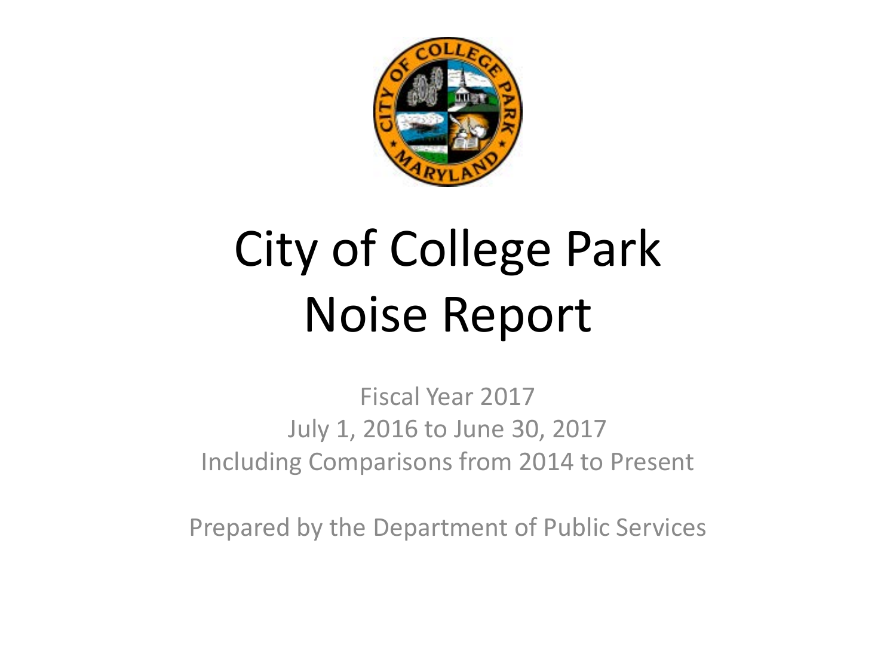# City of College Park Noise Report

Fiscal Year 2017
July 1, 2016 to June 30, 2017
Including Comparisons from 2014 to Present

Prepared by the Department of Public Services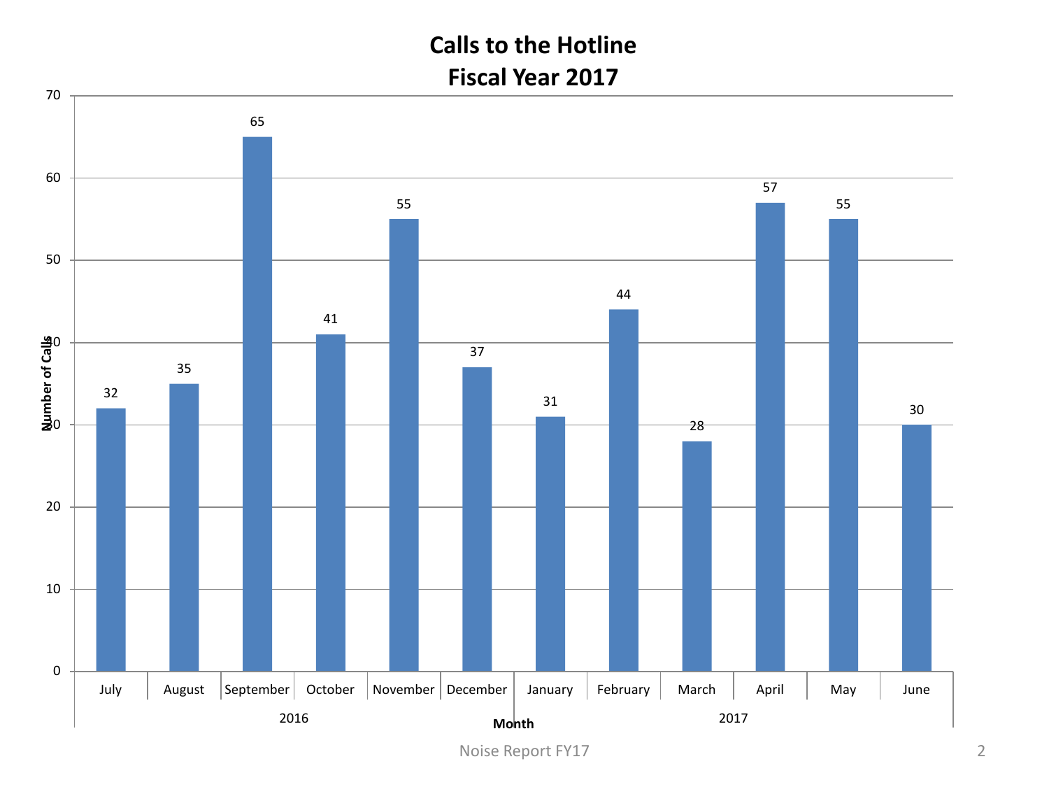# Calls to the Hotline
## Fiscal Year 2017

| Year | Month | Number of Calls |
|---|---|---|
| 2016 | July | 32 |
| 2016 | August | 35 |
| 2016 | September | 65 |
| 2016 | October | 41 |
| 2016 | November | 55 |
| 2016 | December | 37 |
| 2017 | January | 31 |
| 2017 | February | 44 |
| 2017 | March | 28 |
| 2017 | April | 57 |
| 2017 | May | 55 |
| 2017 | June | 30 |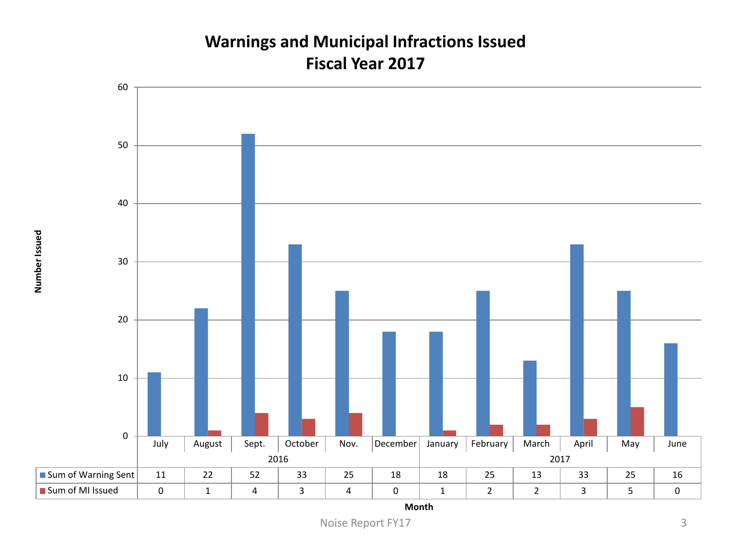# Warnings and Municipal Infractions Issued
## Fiscal Year 2017

| Month | July | August | Sept. | October | Nov. | December | January | February | March | April | May | June |
|---|---|---|---|---|---|---|---|---|---|---|---|---|
| | 2016 | | | | | | 2017 | | | | | |
| Sum of Warning Sent | 11 | 22 | 52 | 33 | 25 | 18 | 18 | 25 | 13 | 33 | 25 | 16 |
| Sum of MI Issued | 0 | 1 | 4 | 3 | 4 | 0 | 1 | 2 | 2 | 3 | 5 | 0 |

Number Issued

Month

Noise Report FY17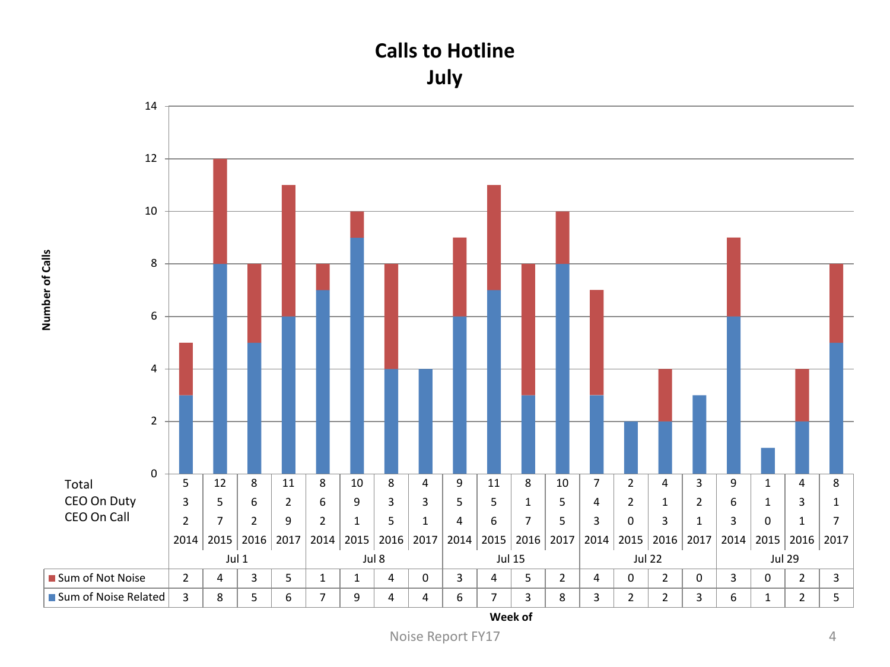# Calls to Hotline
## July

| Week of | Jul 1 | | | | Jul 8 | | | | Jul 15 | | | | Jul 22 | | | | Jul 29 | | | |
|---|---|---|---|---|---|---|---|---|---|---|---|---|---|---|---|---|---|---|---|---|
| Year | 2014 | 2015 | 2016 | 2017 | 2014 | 2015 | 2016 | 2017 | 2014 | 2015 | 2016 | 2017 | 2014 | 2015 | 2016 | 2017 | 2014 | 2015 | 2016 | 2017 |
| Total | 5 | 12 | 8 | 11 | 8 | 10 | 8 | 4 | 9 | 11 | 8 | 10 | 7 | 2 | 4 | 3 | 9 | 1 | 4 | 8 |
| CEO On Duty | 3 | 5 | 6 | 2 | 6 | 9 | 3 | 3 | 5 | 5 | 1 | 5 | 4 | 2 | 1 | 2 | 6 | 1 | 3 | 1 |
| CEO On Call | 2 | 7 | 2 | 9 | 2 | 1 | 5 | 1 | 4 | 6 | 7 | 5 | 3 | 0 | 3 | 1 | 3 | 0 | 1 | 7 |
| Sum of Not Noise | 2 | 4 | 3 | 5 | 1 | 1 | 4 | 0 | 3 | 4 | 5 | 2 | 4 | 0 | 2 | 0 | 3 | 0 | 2 | 3 |
| Sum of Noise Related | 3 | 8 | 5 | 6 | 7 | 9 | 4 | 4 | 6 | 7 | 3 | 8 | 3 | 2 | 2 | 3 | 6 | 1 | 2 | 5 |

Number of Calls

Week of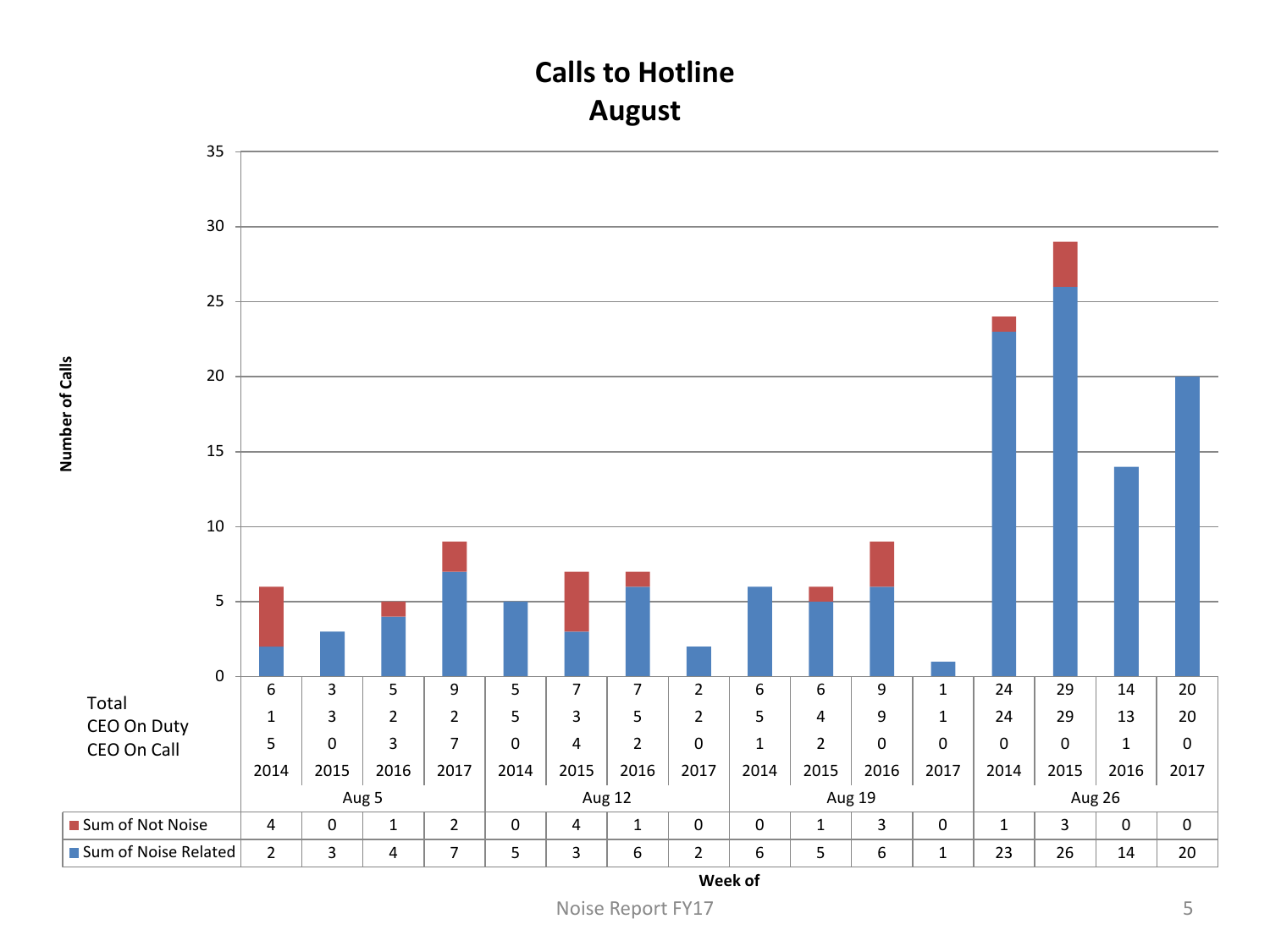# Calls to Hotline
## August

| Week of | Aug 5 | | | | Aug 12 | | | | Aug 19 | | | | Aug 26 | | | |
|---|---|---|---|---|---|---|---|---|---|---|---|---|---|---|---|---|
| Year | 2014 | 2015 | 2016 | 2017 | 2014 | 2015 | 2016 | 2017 | 2014 | 2015 | 2016 | 2017 | 2014 | 2015 | 2016 | 2017 |
| Total | 6 | 3 | 5 | 9 | 5 | 7 | 7 | 2 | 6 | 6 | 9 | 1 | 24 | 29 | 14 | 20 |
| CEO On Duty | 1 | 3 | 2 | 2 | 5 | 3 | 5 | 2 | 5 | 4 | 9 | 1 | 24 | 29 | 13 | 20 |
| CEO On Call | 5 | 0 | 3 | 7 | 0 | 4 | 2 | 0 | 1 | 2 | 0 | 0 | 0 | 0 | 1 | 0 |
| Sum of Not Noise | 4 | 0 | 1 | 2 | 0 | 4 | 1 | 0 | 0 | 1 | 3 | 0 | 1 | 3 | 0 | 0 |
| Sum of Noise Related | 2 | 3 | 4 | 7 | 5 | 3 | 6 | 2 | 6 | 5 | 6 | 1 | 23 | 26 | 14 | 20 |

Number of Calls

Week of

Noise Report FY17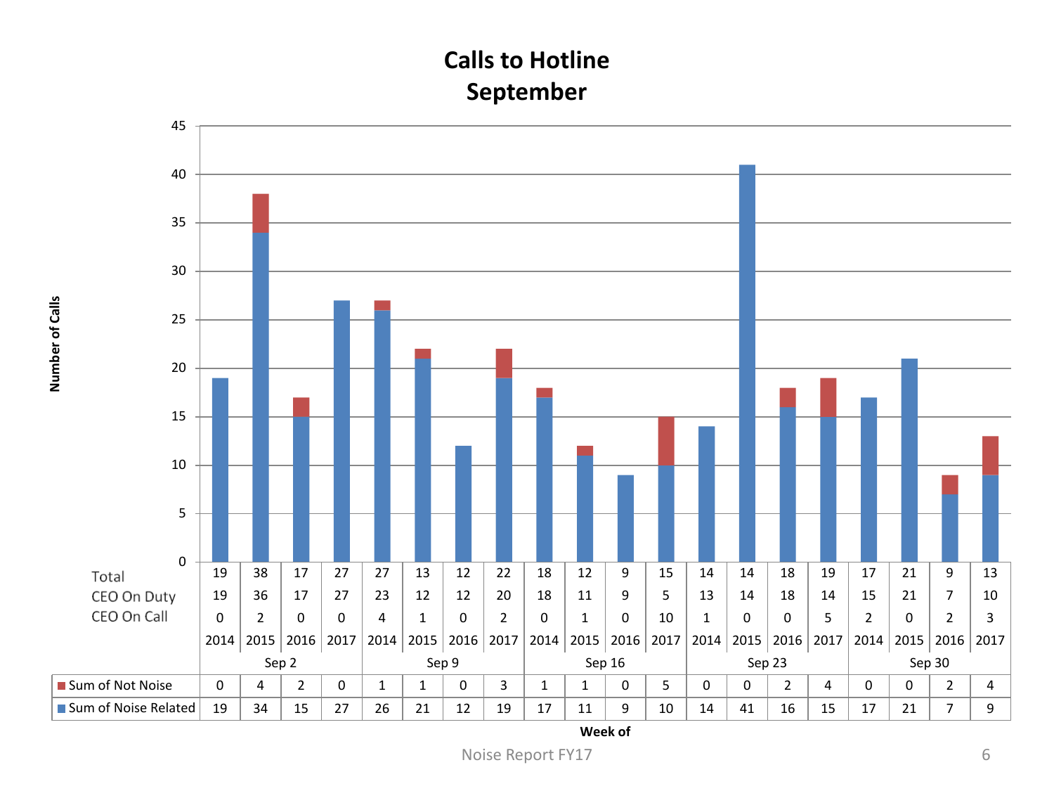# Calls to Hotline
## September

| Week of | Sep 2 | | | | Sep 9 | | | | Sep 16 | | | | Sep 23 | | | | Sep 30 | | | |
|---|---|---|---|---|---|---|---|---|---|---|---|---|---|---|---|---|---|---|---|---|
| Year | 2014 | 2015 | 2016 | 2017 | 2014 | 2015 | 2016 | 2017 | 2014 | 2015 | 2016 | 2017 | 2014 | 2015 | 2016 | 2017 | 2014 | 2015 | 2016 | 2017 |
| Total | 19 | 38 | 17 | 27 | 27 | 13 | 12 | 22 | 18 | 12 | 9 | 15 | 14 | 14 | 18 | 19 | 17 | 21 | 9 | 13 |
| CEO On Duty | 19 | 36 | 17 | 27 | 23 | 12 | 12 | 20 | 18 | 11 | 9 | 5 | 13 | 14 | 18 | 14 | 15 | 21 | 7 | 10 |
| CEO On Call | 0 | 2 | 0 | 0 | 4 | 1 | 0 | 2 | 0 | 1 | 0 | 10 | 1 | 0 | 0 | 5 | 2 | 0 | 2 | 3 |
| Sum of Not Noise | 0 | 4 | 2 | 0 | 1 | 1 | 0 | 3 | 1 | 1 | 0 | 5 | 0 | 0 | 2 | 4 | 0 | 0 | 2 | 4 |
| Sum of Noise Related | 19 | 34 | 15 | 27 | 26 | 21 | 12 | 19 | 17 | 11 | 9 | 10 | 14 | 41 | 16 | 15 | 17 | 21 | 7 | 9 |

Number of Calls

Week of

Noise Report FY17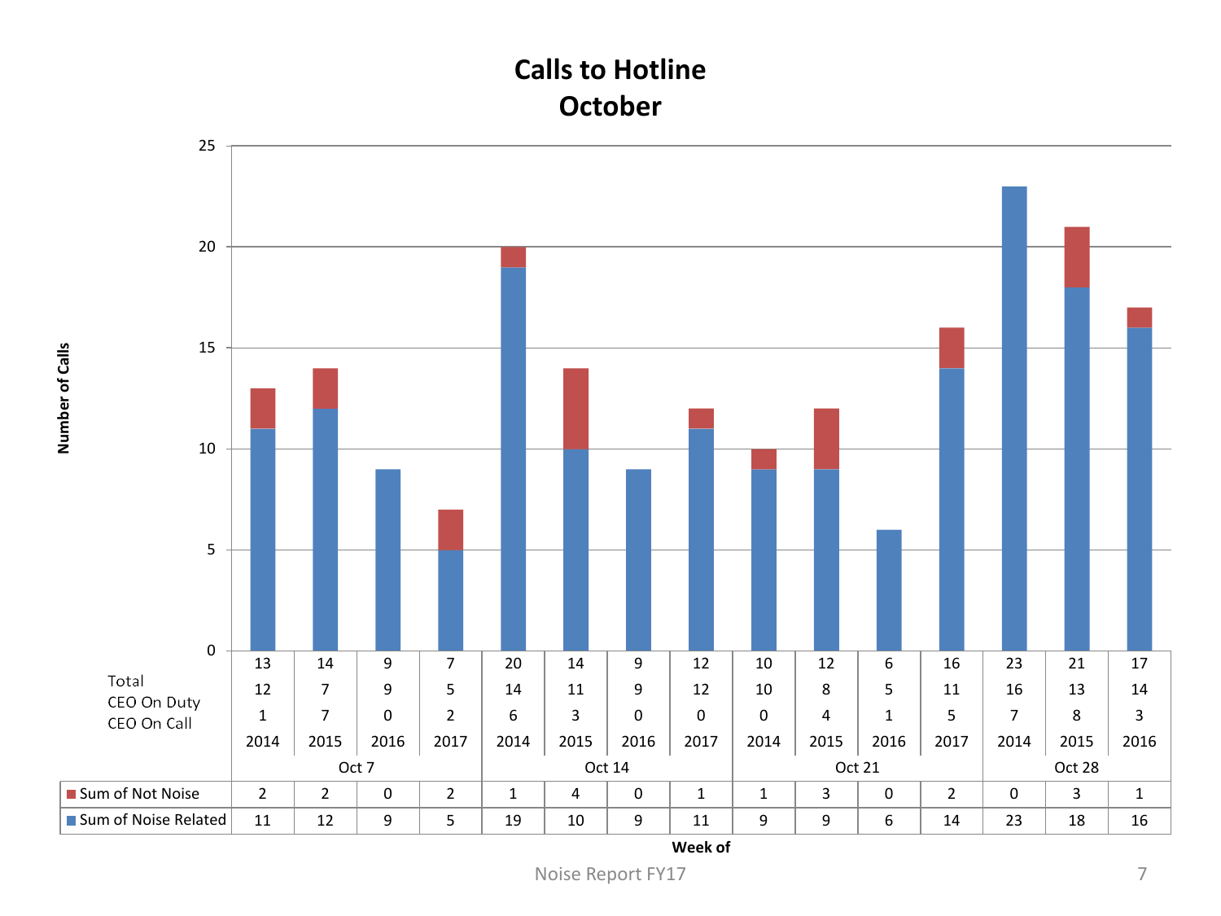# Calls to Hotline
# October

| Week of | Oct 7 | | | | Oct 14 | | | | Oct 21 | | | | Oct 28 | | |
|---|---|---|---|---|---|---|---|---|---|---|---|---|---|---|---|
| Year | 2014 | 2015 | 2016 | 2017 | 2014 | 2015 | 2016 | 2017 | 2014 | 2015 | 2016 | 2017 | 2014 | 2015 | 2016 |
| Total | 13 | 14 | 9 | 7 | 20 | 14 | 9 | 12 | 10 | 12 | 6 | 16 | 23 | 21 | 17 |
| CEO On Duty | 12 | 7 | 9 | 5 | 14 | 11 | 9 | 12 | 10 | 8 | 5 | 11 | 16 | 13 | 14 |
| CEO On Call | 1 | 7 | 0 | 2 | 6 | 3 | 0 | 0 | 0 | 4 | 1 | 5 | 7 | 8 | 3 |
| Sum of Not Noise | 2 | 2 | 0 | 2 | 1 | 4 | 0 | 1 | 1 | 3 | 0 | 2 | 0 | 3 | 1 |
| Sum of Noise Related | 11 | 12 | 9 | 5 | 19 | 10 | 9 | 11 | 9 | 9 | 6 | 14 | 23 | 18 | 16 |

Number of Calls

Week of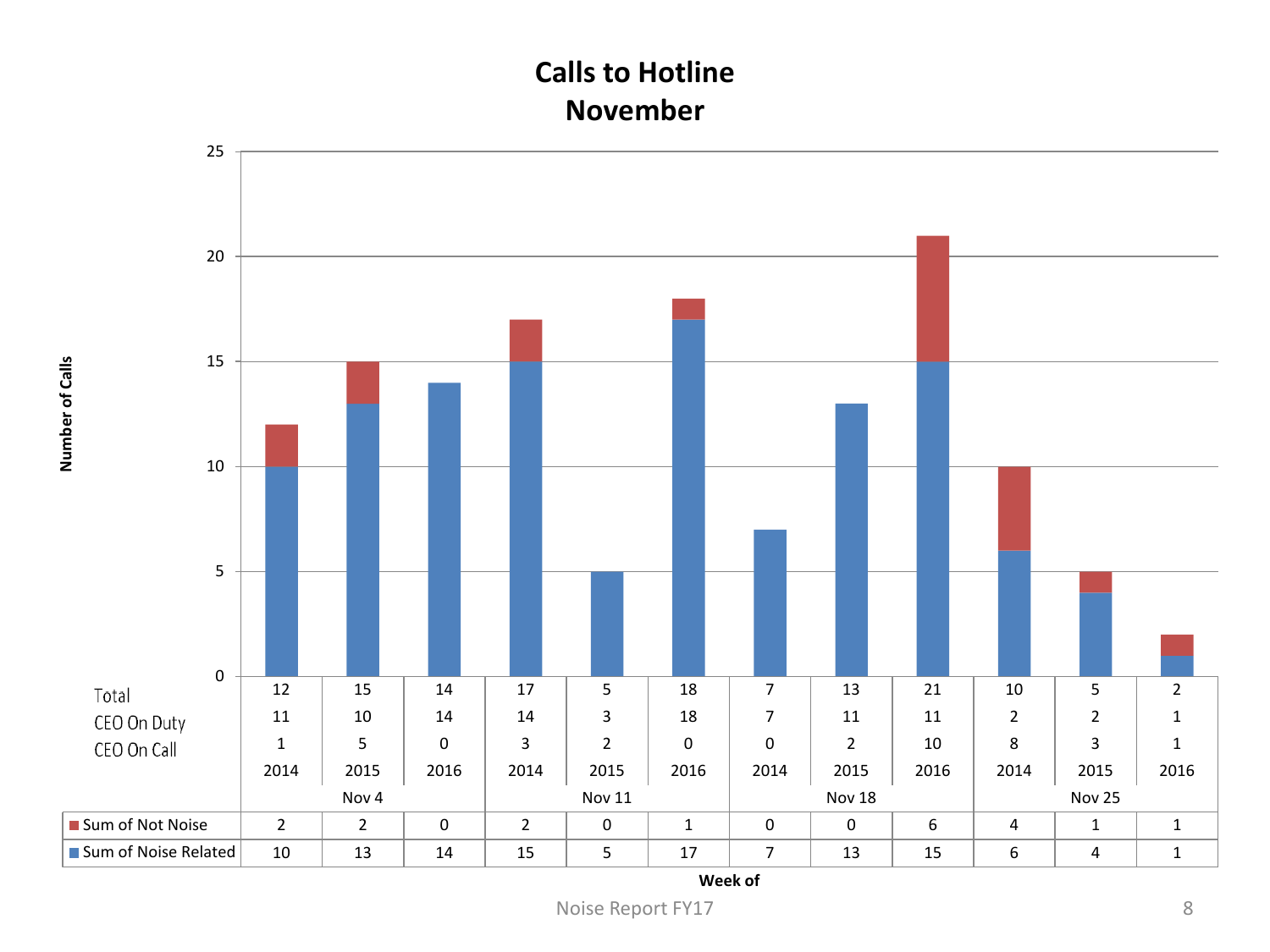# Calls to Hotline November

| Week of | Nov 4 | | | Nov 11 | | | Nov 18 | | | Nov 25 | | |
|---|---|---|---|---|---|---|---|---|---|---|---|---|
| Year | 2014 | 2015 | 2016 | 2014 | 2015 | 2016 | 2014 | 2015 | 2016 | 2014 | 2015 | 2016 |
| Total | 12 | 15 | 14 | 17 | 5 | 18 | 7 | 13 | 21 | 10 | 5 | 2 |
| CEO On Duty | 11 | 10 | 14 | 14 | 3 | 18 | 7 | 11 | 11 | 2 | 2 | 1 |
| CEO On Call | 1 | 5 | 0 | 3 | 2 | 0 | 0 | 2 | 10 | 8 | 3 | 1 |
| Sum of Not Noise | 2 | 2 | 0 | 2 | 0 | 1 | 0 | 0 | 6 | 4 | 1 | 1 |
| Sum of Noise Related | 10 | 13 | 14 | 15 | 5 | 17 | 7 | 13 | 15 | 6 | 4 | 1 |

Number of Calls (y-axis: 0–25)

Week of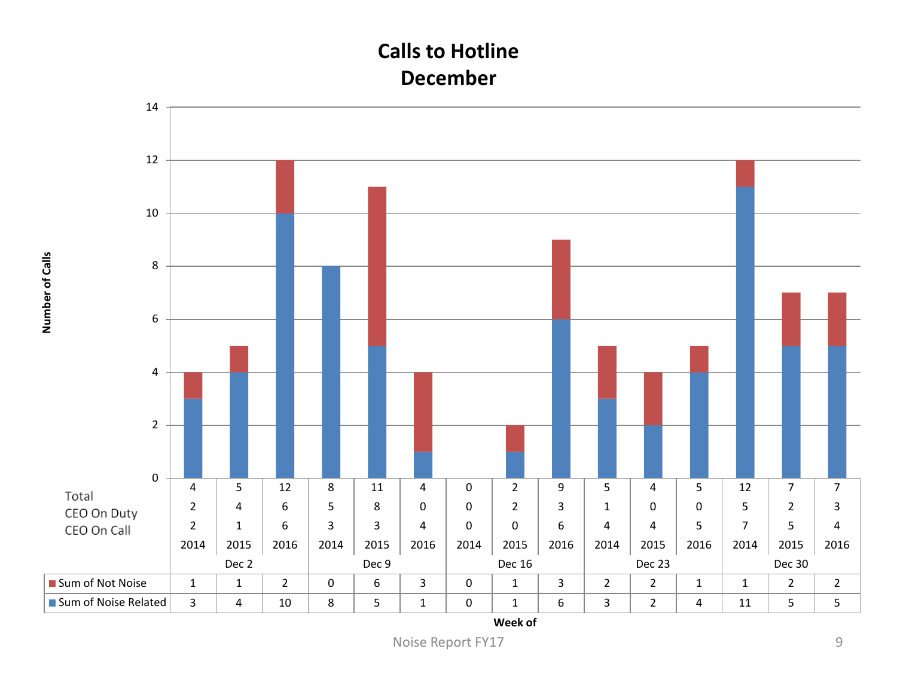# Calls to Hotline
## December

| Week of | Dec 2 | | | Dec 9 | | | Dec 16 | | | Dec 23 | | | Dec 30 | | |
|---|---|---|---|---|---|---|---|---|---|---|---|---|---|---|---|
| Year | 2014 | 2015 | 2016 | 2014 | 2015 | 2016 | 2014 | 2015 | 2016 | 2014 | 2015 | 2016 | 2014 | 2015 | 2016 |
| Total | 4 | 5 | 12 | 8 | 11 | 4 | 0 | 2 | 9 | 5 | 4 | 5 | 12 | 7 | 7 |
| CEO On Duty | 2 | 4 | 6 | 5 | 8 | 0 | 0 | 2 | 3 | 1 | 0 | 0 | 5 | 2 | 3 |
| CEO On Call | 2 | 1 | 6 | 3 | 3 | 4 | 0 | 0 | 6 | 4 | 4 | 5 | 7 | 5 | 4 |
| Sum of Not Noise | 1 | 1 | 2 | 0 | 6 | 3 | 0 | 1 | 3 | 2 | 2 | 1 | 1 | 2 | 2 |
| Sum of Noise Related | 3 | 4 | 10 | 8 | 5 | 1 | 0 | 1 | 6 | 3 | 2 | 4 | 11 | 5 | 5 |

Number of Calls

Week of

Noise Report FY17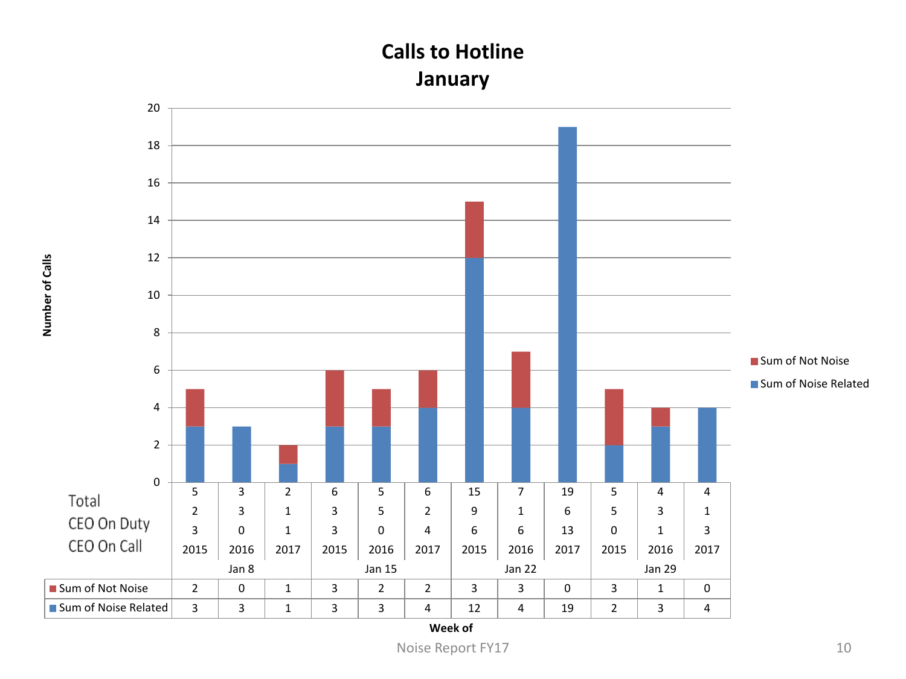# Calls to Hotline
## January

| Week of | Jan 8 | | | Jan 15 | | | Jan 22 | | | Jan 29 | | |
|---|---|---|---|---|---|---|---|---|---|---|---|---|
| Year | 2015 | 2016 | 2017 | 2015 | 2016 | 2017 | 2015 | 2016 | 2017 | 2015 | 2016 | 2017 |
| Total | 5 | 3 | 2 | 6 | 5 | 6 | 15 | 7 | 19 | 5 | 4 | 4 |
| CEO On Duty | 2 | 3 | 1 | 3 | 5 | 2 | 9 | 1 | 6 | 5 | 3 | 1 |
| CEO On Call | 3 | 0 | 1 | 3 | 0 | 4 | 6 | 6 | 13 | 0 | 1 | 3 |
| Sum of Not Noise | 2 | 0 | 1 | 3 | 2 | 2 | 3 | 3 | 0 | 3 | 1 | 0 |
| Sum of Noise Related | 3 | 3 | 1 | 3 | 3 | 4 | 12 | 4 | 19 | 2 | 3 | 4 |

Noise Report FY17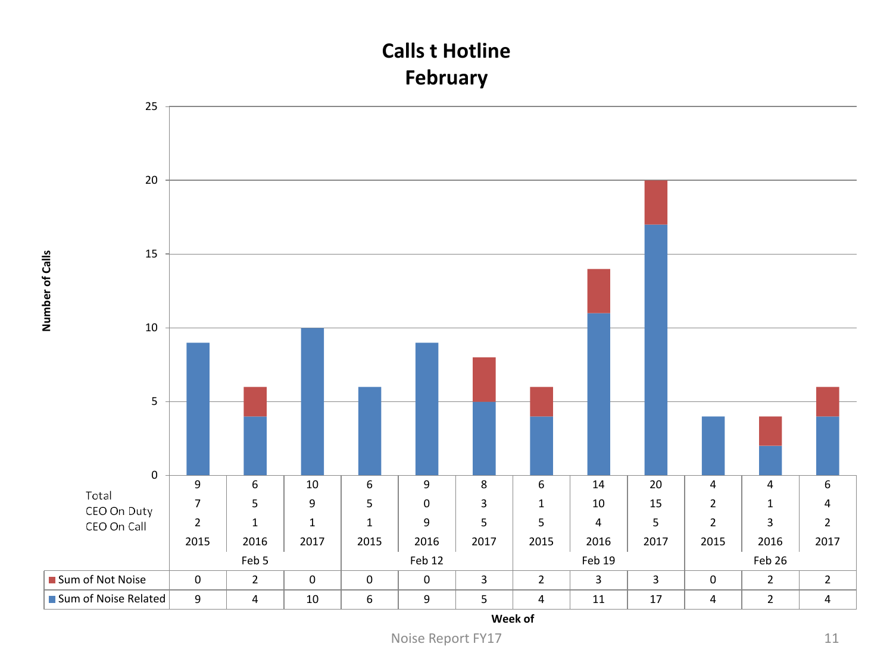# Calls t Hotline
## February

| Week of | Feb 5 | | | Feb 12 | | | Feb 19 | | | Feb 26 | | |
|---|---|---|---|---|---|---|---|---|---|---|---|---|
| Year | 2015 | 2016 | 2017 | 2015 | 2016 | 2017 | 2015 | 2016 | 2017 | 2015 | 2016 | 2017 |
| Total | 9 | 6 | 10 | 6 | 9 | 8 | 6 | 14 | 20 | 4 | 4 | 6 |
| CEO On Duty | 7 | 5 | 9 | 5 | 0 | 3 | 1 | 10 | 15 | 2 | 1 | 4 |
| CEO On Call | 2 | 1 | 1 | 1 | 9 | 5 | 5 | 4 | 5 | 2 | 3 | 2 |
| Sum of Not Noise | 0 | 2 | 0 | 0 | 0 | 3 | 2 | 3 | 3 | 0 | 2 | 2 |
| Sum of Noise Related | 9 | 4 | 10 | 6 | 9 | 5 | 4 | 11 | 17 | 4 | 2 | 4 |

Number of Calls

Noise Report FY17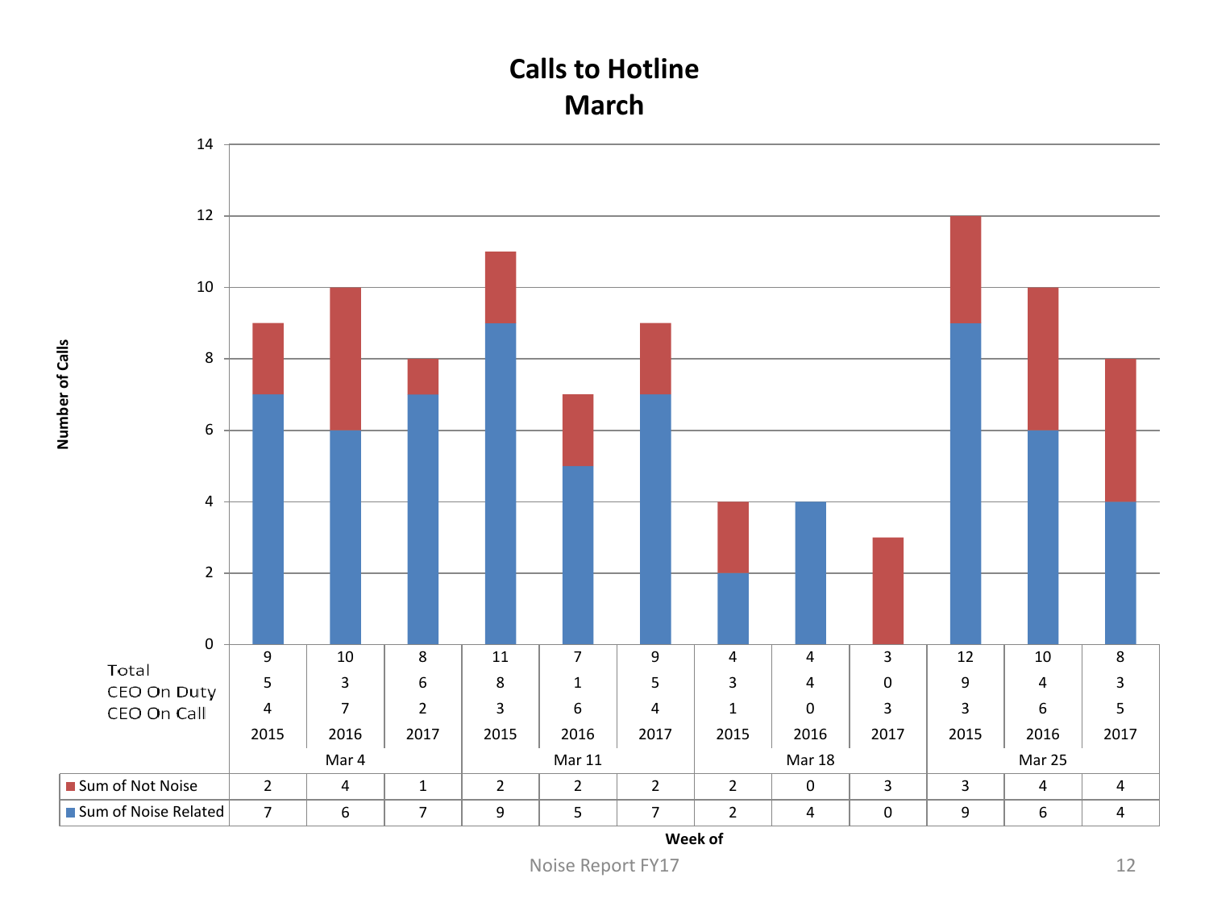# Calls to Hotline
## March

| Week of | Mar 4 | | | Mar 11 | | | Mar 18 | | | Mar 25 | | |
|---|---|---|---|---|---|---|---|---|---|---|---|---|
| Year | 2015 | 2016 | 2017 | 2015 | 2016 | 2017 | 2015 | 2016 | 2017 | 2015 | 2016 | 2017 |
| Total | 9 | 10 | 8 | 11 | 7 | 9 | 4 | 4 | 3 | 12 | 10 | 8 |
| CEO On Duty | 5 | 3 | 6 | 8 | 1 | 5 | 3 | 4 | 0 | 9 | 4 | 3 |
| CEO On Call | 4 | 7 | 2 | 3 | 6 | 4 | 1 | 0 | 3 | 3 | 6 | 5 |
| Sum of Not Noise | 2 | 4 | 1 | 2 | 2 | 2 | 2 | 0 | 3 | 3 | 4 | 4 |
| Sum of Noise Related | 7 | 6 | 7 | 9 | 5 | 7 | 2 | 4 | 0 | 9 | 6 | 4 |

Number of Calls

Week of

Noise Report FY17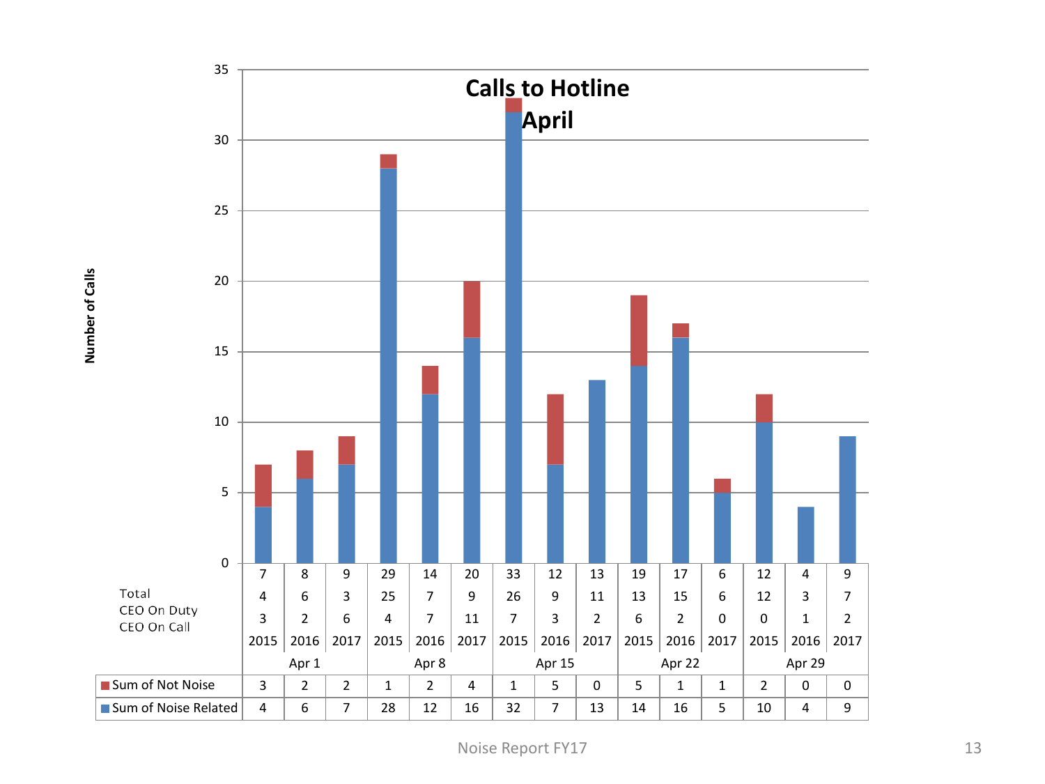# Calls to Hotline April

Number of Calls

| | Apr 1 | | | Apr 8 | | | Apr 15 | | | Apr 22 | | | Apr 29 | | |
|---|---|---|---|---|---|---|---|---|---|---|---|---|---|---|---|
| | 2015 | 2016 | 2017 | 2015 | 2016 | 2017 | 2015 | 2016 | 2017 | 2015 | 2016 | 2017 | 2015 | 2016 | 2017 |
| Total | 7 | 8 | 9 | 29 | 14 | 20 | 33 | 12 | 13 | 19 | 17 | 6 | 12 | 4 | 9 |
| CEO On Duty | 4 | 6 | 3 | 25 | 7 | 9 | 26 | 9 | 11 | 13 | 15 | 6 | 12 | 3 | 7 |
| CEO On Call | 3 | 2 | 6 | 4 | 7 | 11 | 7 | 3 | 2 | 6 | 2 | 0 | 0 | 1 | 2 |
| Sum of Not Noise | 3 | 2 | 2 | 1 | 2 | 4 | 1 | 5 | 0 | 5 | 1 | 1 | 2 | 0 | 0 |
| Sum of Noise Related | 4 | 6 | 7 | 28 | 12 | 16 | 32 | 7 | 13 | 14 | 16 | 5 | 10 | 4 | 9 |

Noise Report FY17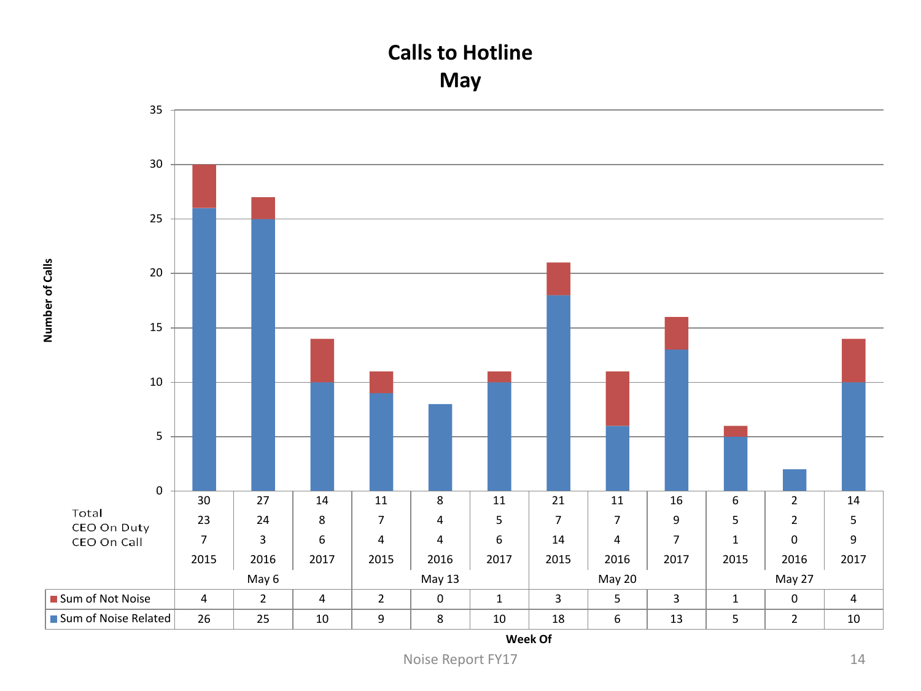# Calls to Hotline
## May

| Week Of | May 6 | | | May 13 | | | May 20 | | | May 27 | | |
|---|---|---|---|---|---|---|---|---|---|---|---|---|
| Year | 2015 | 2016 | 2017 | 2015 | 2016 | 2017 | 2015 | 2016 | 2017 | 2015 | 2016 | 2017 |
| Total | 30 | 27 | 14 | 11 | 8 | 11 | 21 | 11 | 16 | 6 | 2 | 14 |
| CEO On Duty | 23 | 24 | 8 | 7 | 4 | 5 | 7 | 7 | 9 | 5 | 2 | 5 |
| CEO On Call | 7 | 3 | 6 | 4 | 4 | 6 | 14 | 4 | 7 | 1 | 0 | 9 |
| Sum of Not Noise | 4 | 2 | 4 | 2 | 0 | 1 | 3 | 5 | 3 | 1 | 0 | 4 |
| Sum of Noise Related | 26 | 25 | 10 | 9 | 8 | 10 | 18 | 6 | 13 | 5 | 2 | 10 |

Noise Report FY17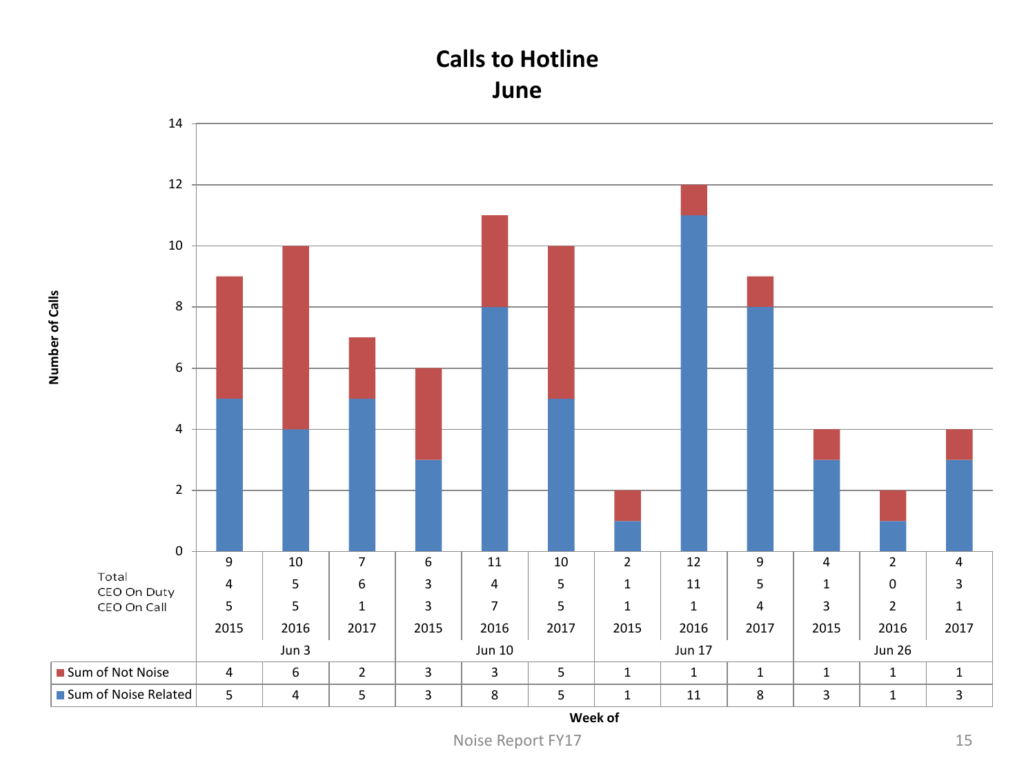# Calls to Hotline
## June

| Week of | Jun 3 | | | Jun 10 | | | Jun 17 | | | Jun 26 | | |
|---|---|---|---|---|---|---|---|---|---|---|---|---|
| Year | 2015 | 2016 | 2017 | 2015 | 2016 | 2017 | 2015 | 2016 | 2017 | 2015 | 2016 | 2017 |
| Total | 9 | 10 | 7 | 6 | 11 | 10 | 2 | 12 | 9 | 4 | 2 | 4 |
| CEO On Duty | 4 | 5 | 6 | 3 | 4 | 5 | 1 | 11 | 5 | 1 | 0 | 3 |
| CEO On Call | 5 | 5 | 1 | 3 | 7 | 5 | 1 | 1 | 4 | 3 | 2 | 1 |
| Sum of Not Noise | 4 | 6 | 2 | 3 | 3 | 5 | 1 | 1 | 1 | 1 | 1 | 1 |
| Sum of Noise Related | 5 | 4 | 5 | 3 | 8 | 5 | 1 | 11 | 8 | 3 | 1 | 3 |

Number of Calls

Week of

Noise Report FY17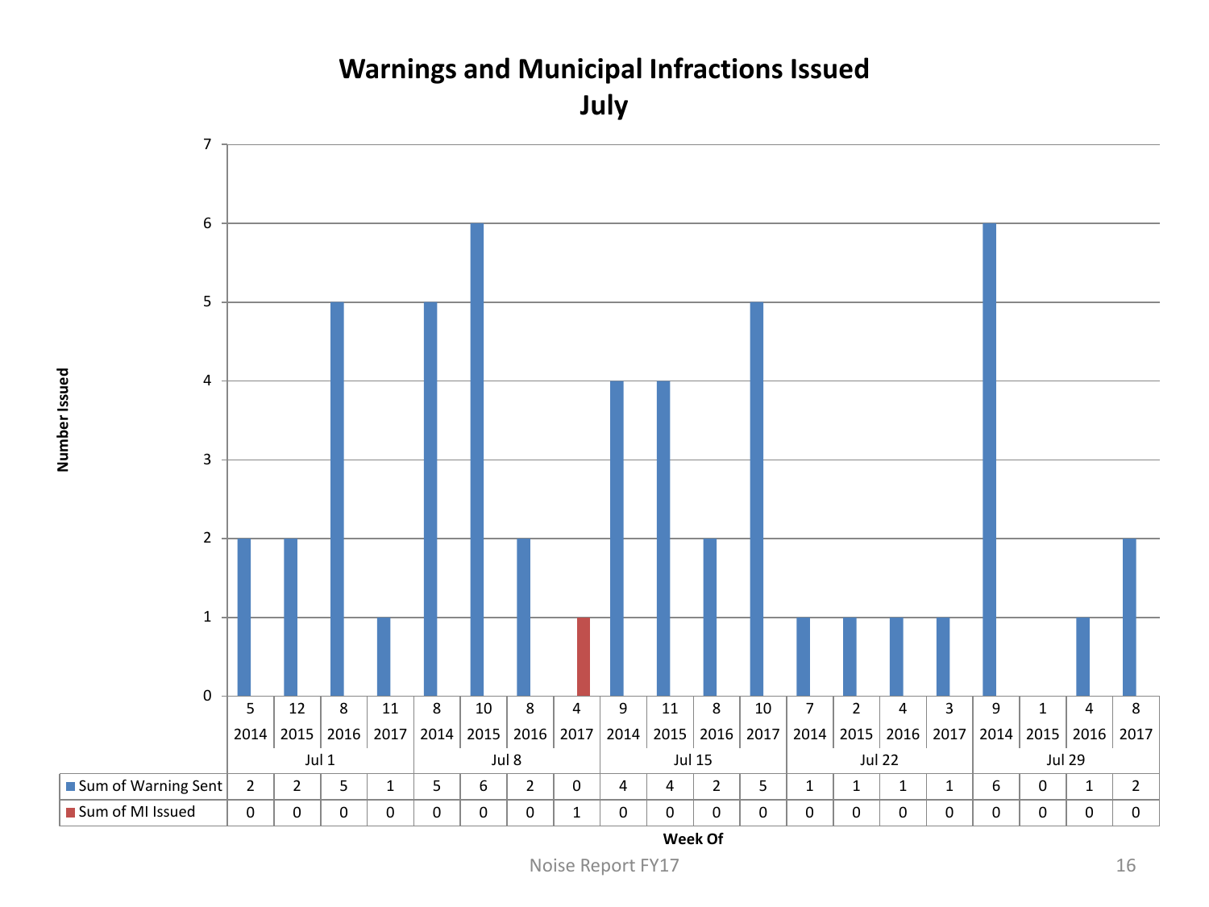# Warnings and Municipal Infractions Issued July

| Week Of | Jul 1 | | | | Jul 8 | | | | Jul 15 | | | | Jul 22 | | | | Jul 29 | | | |
|---|---|---|---|---|---|---|---|---|---|---|---|---|---|---|---|---|---|---|---|---|
| Week number | 5 | 12 | 8 | 11 | 8 | 10 | 8 | 4 | 9 | 11 | 8 | 10 | 7 | 2 | 4 | 3 | 9 | 1 | 4 | 8 |
| Year | 2014 | 2015 | 2016 | 2017 | 2014 | 2015 | 2016 | 2017 | 2014 | 2015 | 2016 | 2017 | 2014 | 2015 | 2016 | 2017 | 2014 | 2015 | 2016 | 2017 |
| Sum of Warning Sent | 2 | 2 | 5 | 1 | 5 | 6 | 2 | 0 | 4 | 4 | 2 | 5 | 1 | 1 | 1 | 1 | 6 | 0 | 1 | 2 |
| Sum of MI Issued | 0 | 0 | 0 | 0 | 0 | 0 | 0 | 1 | 0 | 0 | 0 | 0 | 0 | 0 | 0 | 0 | 0 | 0 | 0 | 0 |

Number Issued

Week Of

Noise Report FY17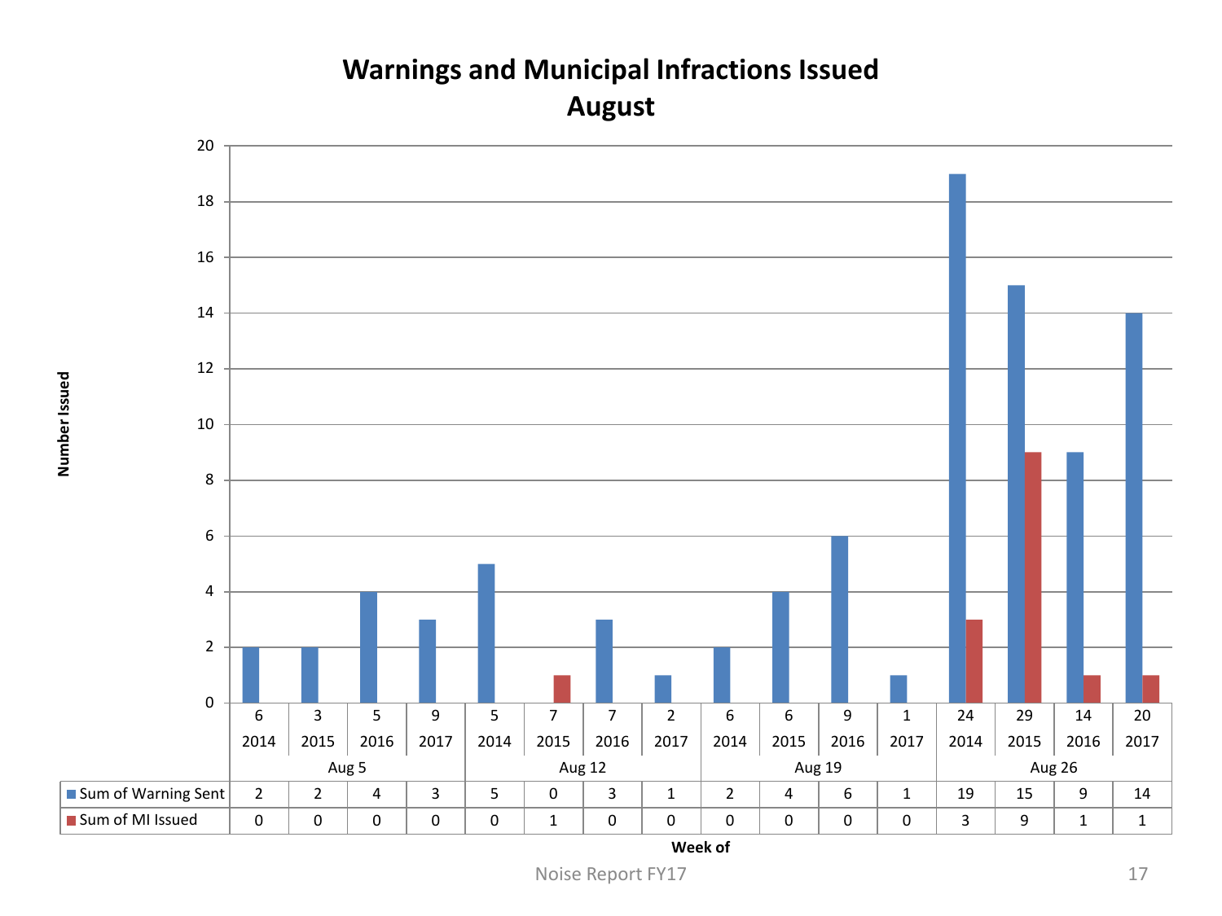# Warnings and Municipal Infractions Issued
## August

| Week of | Aug 5 | | | | Aug 12 | | | | Aug 19 | | | | Aug 26 | | | |
|---|---|---|---|---|---|---|---|---|---|---|---|---|---|---|---|---|
| Day | 6 | 3 | 5 | 9 | 5 | 7 | 7 | 2 | 6 | 6 | 9 | 1 | 24 | 29 | 14 | 20 |
| Year | 2014 | 2015 | 2016 | 2017 | 2014 | 2015 | 2016 | 2017 | 2014 | 2015 | 2016 | 2017 | 2014 | 2015 | 2016 | 2017 |
| Sum of Warning Sent | 2 | 2 | 4 | 3 | 5 | 0 | 3 | 1 | 2 | 4 | 6 | 1 | 19 | 15 | 9 | 14 |
| Sum of MI Issued | 0 | 0 | 0 | 0 | 0 | 1 | 0 | 0 | 0 | 0 | 0 | 0 | 3 | 9 | 1 | 1 |

Number Issued

Noise Report FY17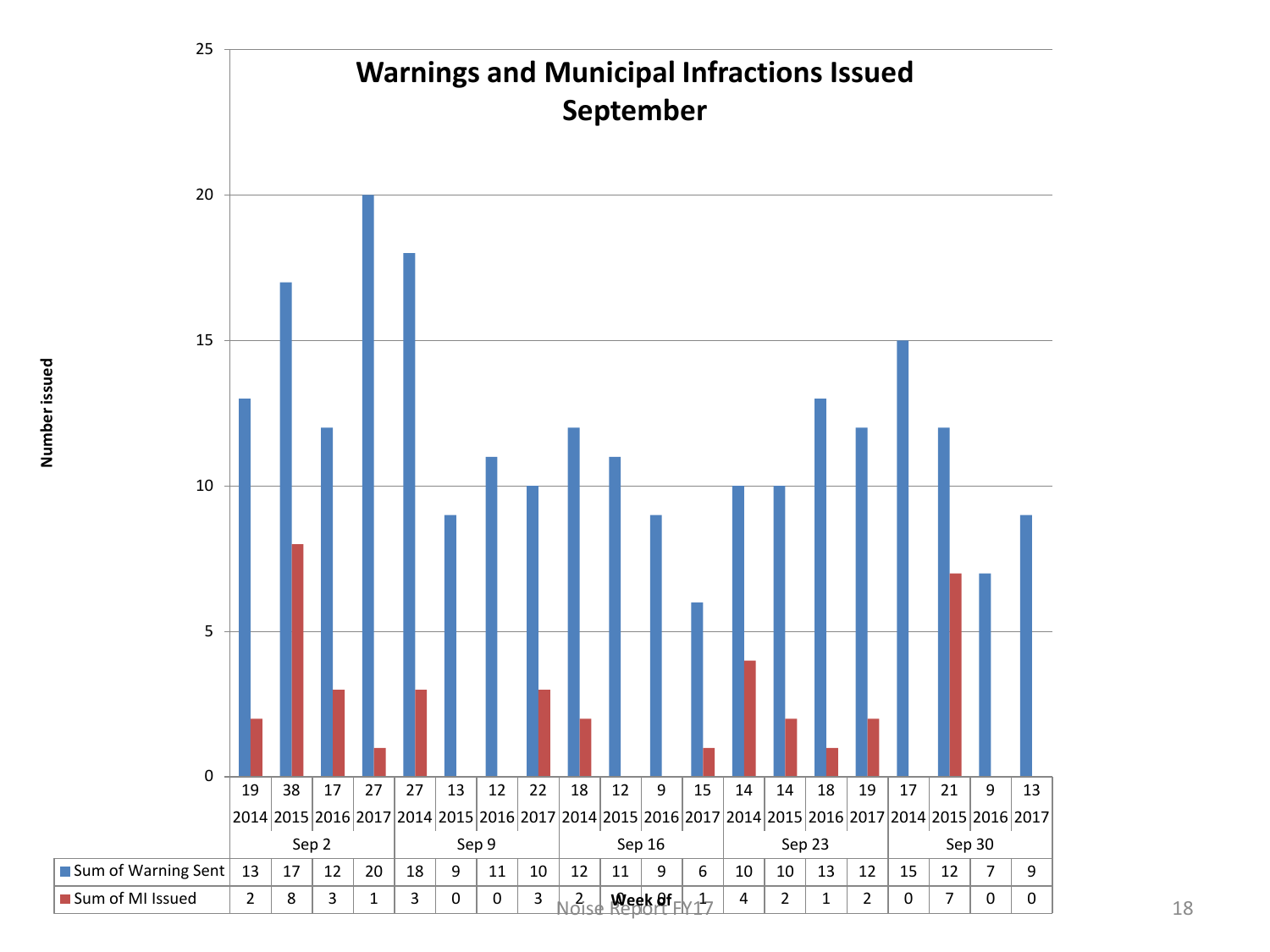# Warnings and Municipal Infractions Issued September

Number issued

| | Sep 2 | | | | Sep 9 | | | | Sep 16 | | | | Sep 23 | | | | Sep 30 | | | |
|---|---|---|---|---|---|---|---|---|---|---|---|---|---|---|---|---|---|---|---|---|
| | 2014 | 2015 | 2016 | 2017 | 2014 | 2015 | 2016 | 2017 | 2014 | 2015 | 2016 | 2017 | 2014 | 2015 | 2016 | 2017 | 2014 | 2015 | 2016 | 2017 |
| | 19 | 38 | 17 | 27 | 27 | 13 | 12 | 22 | 18 | 12 | 9 | 15 | 14 | 14 | 18 | 19 | 17 | 21 | 9 | 13 |
| Sum of Warning Sent | 13 | 17 | 12 | 20 | 18 | 9 | 11 | 10 | 12 | 11 | 9 | 6 | 10 | 10 | 13 | 12 | 15 | 12 | 7 | 9 |
| Sum of MI Issued | 2 | 8 | 3 | 1 | 3 | 0 | 0 | 3 | 2 | 0 | 0 | 1 | 4 | 2 | 1 | 2 | 0 | 7 | 0 | 0 |

Week of

Noise Report FY17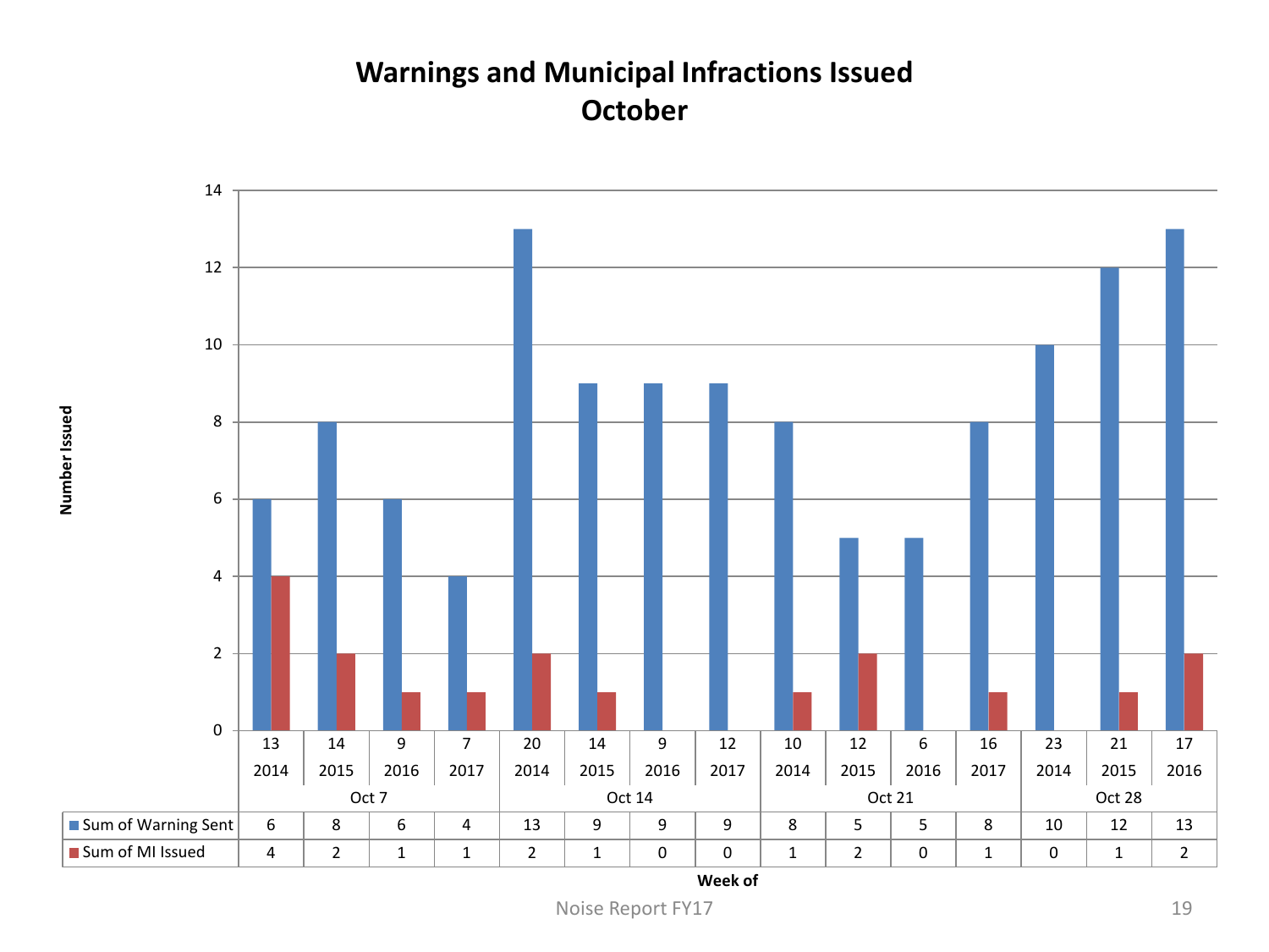# Warnings and Municipal Infractions Issued
# October

| Week of | Oct 7 | | | | Oct 14 | | | | Oct 21 | | | | Oct 28 | | |
|---|---|---|---|---|---|---|---|---|---|---|---|---|---|---|---|
| | 13 | 14 | 9 | 7 | 20 | 14 | 9 | 12 | 10 | 12 | 6 | 16 | 23 | 21 | 17 |
| | 2014 | 2015 | 2016 | 2017 | 2014 | 2015 | 2016 | 2017 | 2014 | 2015 | 2016 | 2017 | 2014 | 2015 | 2016 |
| Sum of Warning Sent | 6 | 8 | 6 | 4 | 13 | 9 | 9 | 9 | 8 | 5 | 5 | 8 | 10 | 12 | 13 |
| Sum of MI Issued | 4 | 2 | 1 | 1 | 2 | 1 | 0 | 0 | 1 | 2 | 0 | 1 | 0 | 1 | 2 |

Noise Report FY17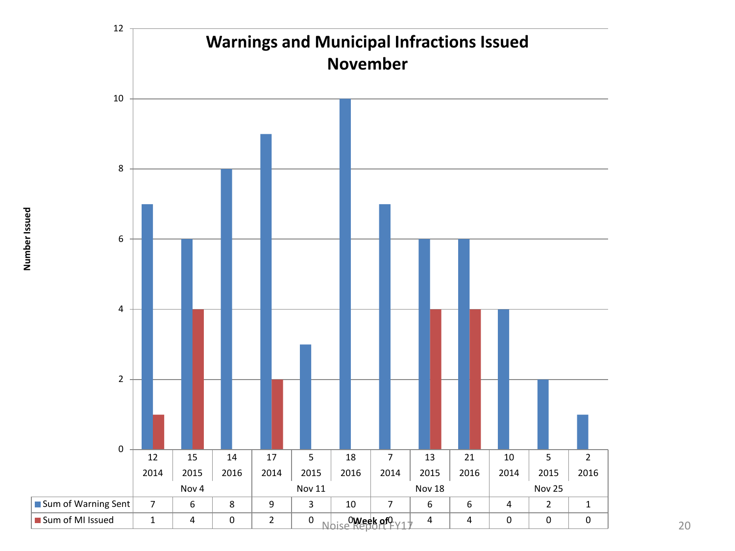# Warnings and Municipal Infractions Issued November

Number Issued

| Week of | Nov 4 | | | Nov 11 | | | Nov 18 | | | Nov 25 | | |
|---|---|---|---|---|---|---|---|---|---|---|---|---|
| | 12 | 15 | 14 | 17 | 5 | 18 | 7 | 13 | 21 | 10 | 5 | 2 |
| | 2014 | 2015 | 2016 | 2014 | 2015 | 2016 | 2014 | 2015 | 2016 | 2014 | 2015 | 2016 |
| Sum of Warning Sent | 7 | 6 | 8 | 9 | 3 | 10 | 7 | 6 | 6 | 4 | 2 | 1 |
| Sum of MI Issued | 1 | 4 | 0 | 2 | 0 | 0 | 0 | 4 | 4 | 0 | 0 | 0 |

Noise Report FY17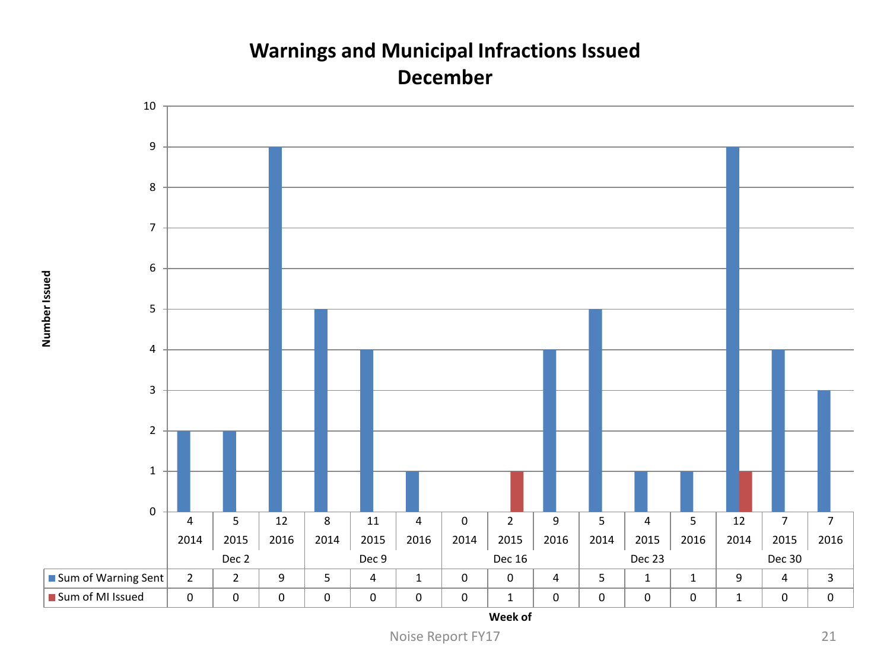# Warnings and Municipal Infractions Issued
## December

Number Issued

| Week of | Dec 2 | | | Dec 9 | | | Dec 16 | | | Dec 23 | | | Dec 30 | | |
|---|---|---|---|---|---|---|---|---|---|---|---|---|---|---|---|
| Total | 4 | 5 | 12 | 8 | 11 | 4 | 0 | 2 | 9 | 5 | 4 | 5 | 12 | 7 | 7 |
| Year | 2014 | 2015 | 2016 | 2014 | 2015 | 2016 | 2014 | 2015 | 2016 | 2014 | 2015 | 2016 | 2014 | 2015 | 2016 |
| Sum of Warning Sent | 2 | 2 | 9 | 5 | 4 | 1 | 0 | 0 | 4 | 5 | 1 | 1 | 9 | 4 | 3 |
| Sum of MI Issued | 0 | 0 | 0 | 0 | 0 | 0 | 0 | 1 | 0 | 0 | 0 | 0 | 1 | 0 | 0 |

Week of

Noise Report FY17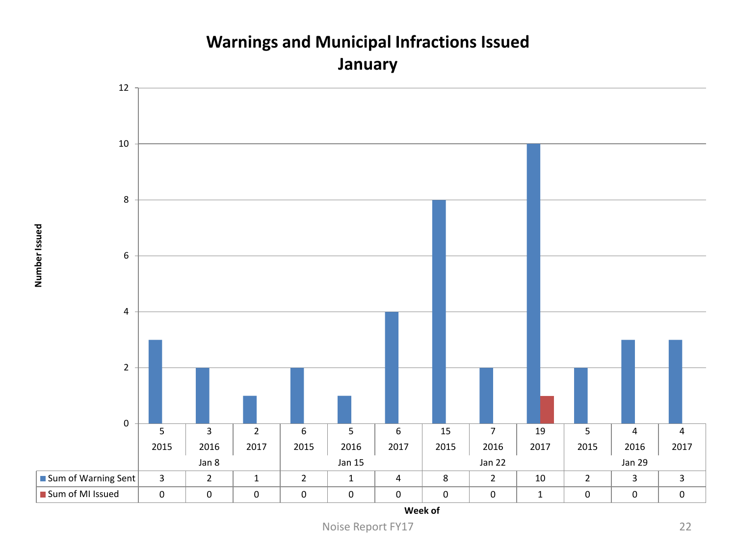# Warnings and Municipal Infractions Issued
## January

| Week of | Jan 8 | | | Jan 15 | | | Jan 22 | | | Jan 29 | | |
|---|---|---|---|---|---|---|---|---|---|---|---|---|
| | 5 | 3 | 2 | 6 | 5 | 6 | 15 | 7 | 19 | 5 | 4 | 4 |
| | 2015 | 2016 | 2017 | 2015 | 2016 | 2017 | 2015 | 2016 | 2017 | 2015 | 2016 | 2017 |
| Sum of Warning Sent | 3 | 2 | 1 | 2 | 1 | 4 | 8 | 2 | 10 | 2 | 3 | 3 |
| Sum of MI Issued | 0 | 0 | 0 | 0 | 0 | 0 | 0 | 0 | 1 | 0 | 0 | 0 |

Number Issued

Week of

Noise Report FY17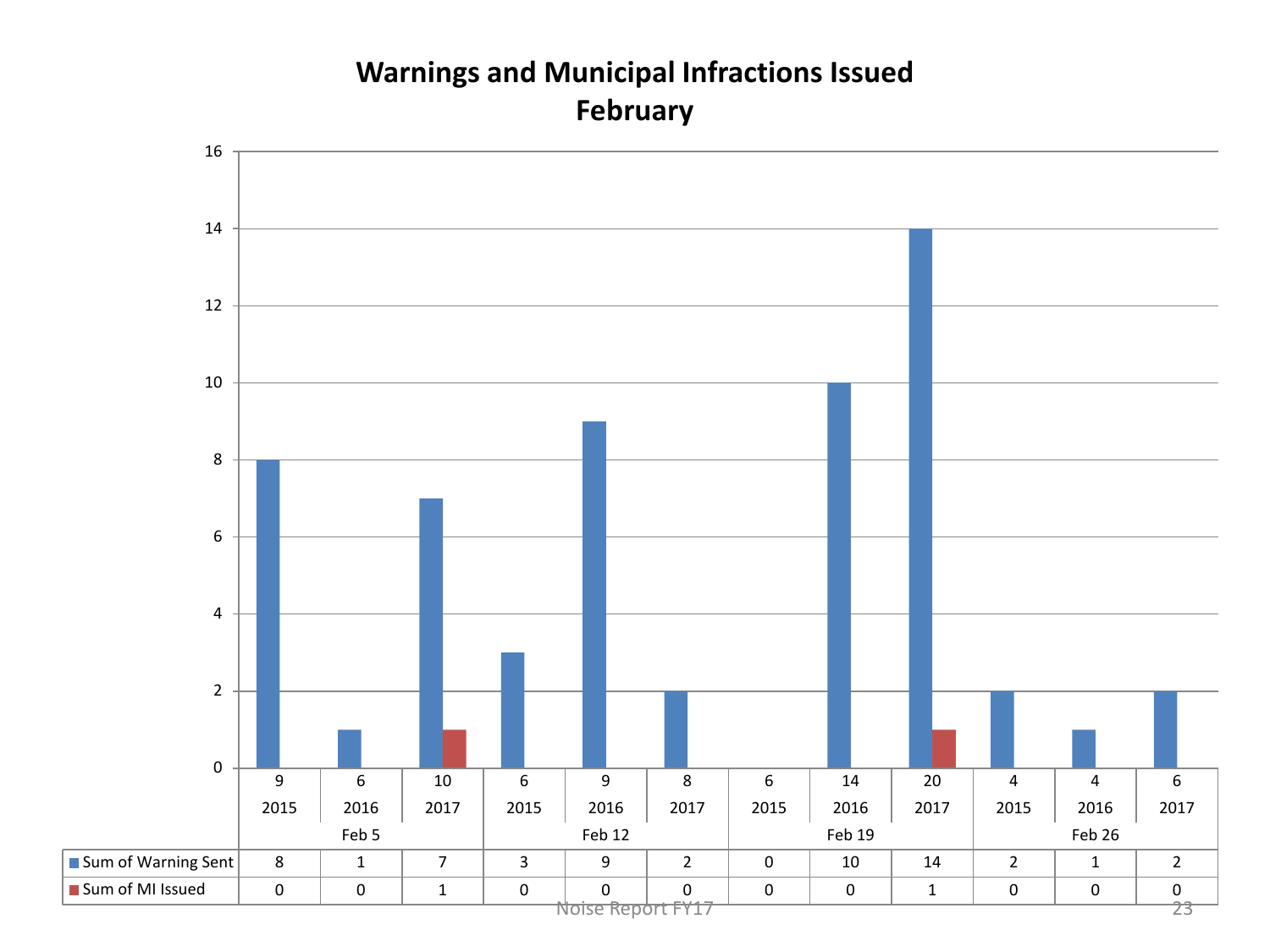# Warnings and Municipal Infractions Issued
## February

| | Feb 5 | | | Feb 12 | | | Feb 19 | | | Feb 26 | | |
|---|---|---|---|---|---|---|---|---|---|---|---|---|
| | 2015 | 2016 | 2017 | 2015 | 2016 | 2017 | 2015 | 2016 | 2017 | 2015 | 2016 | 2017 |
| | 9 | 6 | 10 | 6 | 9 | 8 | 6 | 14 | 20 | 4 | 4 | 6 |
| Sum of Warning Sent | 8 | 1 | 7 | 3 | 9 | 2 | 0 | 10 | 14 | 2 | 1 | 2 |
| Sum of MI Issued | 0 | 0 | 1 | 0 | 0 | 0 | 0 | 0 | 1 | 0 | 0 | 0 |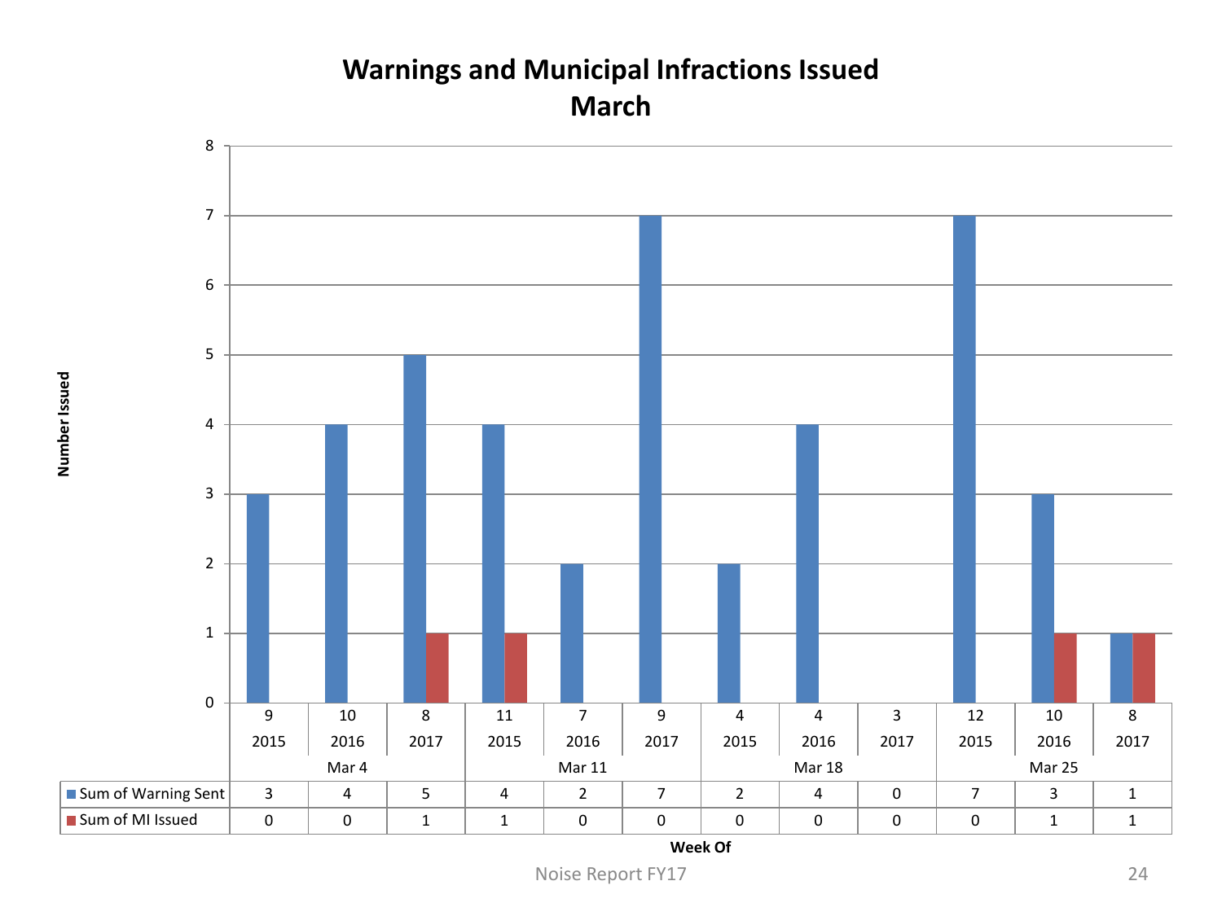# Warnings and Municipal Infractions Issued
## March

| Week Of | Mar 4 | | | Mar 11 | | | Mar 18 | | | Mar 25 | | |
|---|---|---|---|---|---|---|---|---|---|---|---|---|
| | 9 | 10 | 8 | 11 | 7 | 9 | 4 | 4 | 3 | 12 | 10 | 8 |
| | 2015 | 2016 | 2017 | 2015 | 2016 | 2017 | 2015 | 2016 | 2017 | 2015 | 2016 | 2017 |
| Sum of Warning Sent | 3 | 4 | 5 | 4 | 2 | 7 | 2 | 4 | 0 | 7 | 3 | 1 |
| Sum of MI Issued | 0 | 0 | 1 | 1 | 0 | 0 | 0 | 0 | 0 | 0 | 1 | 1 |

Number Issued

Week Of

Noise Report FY17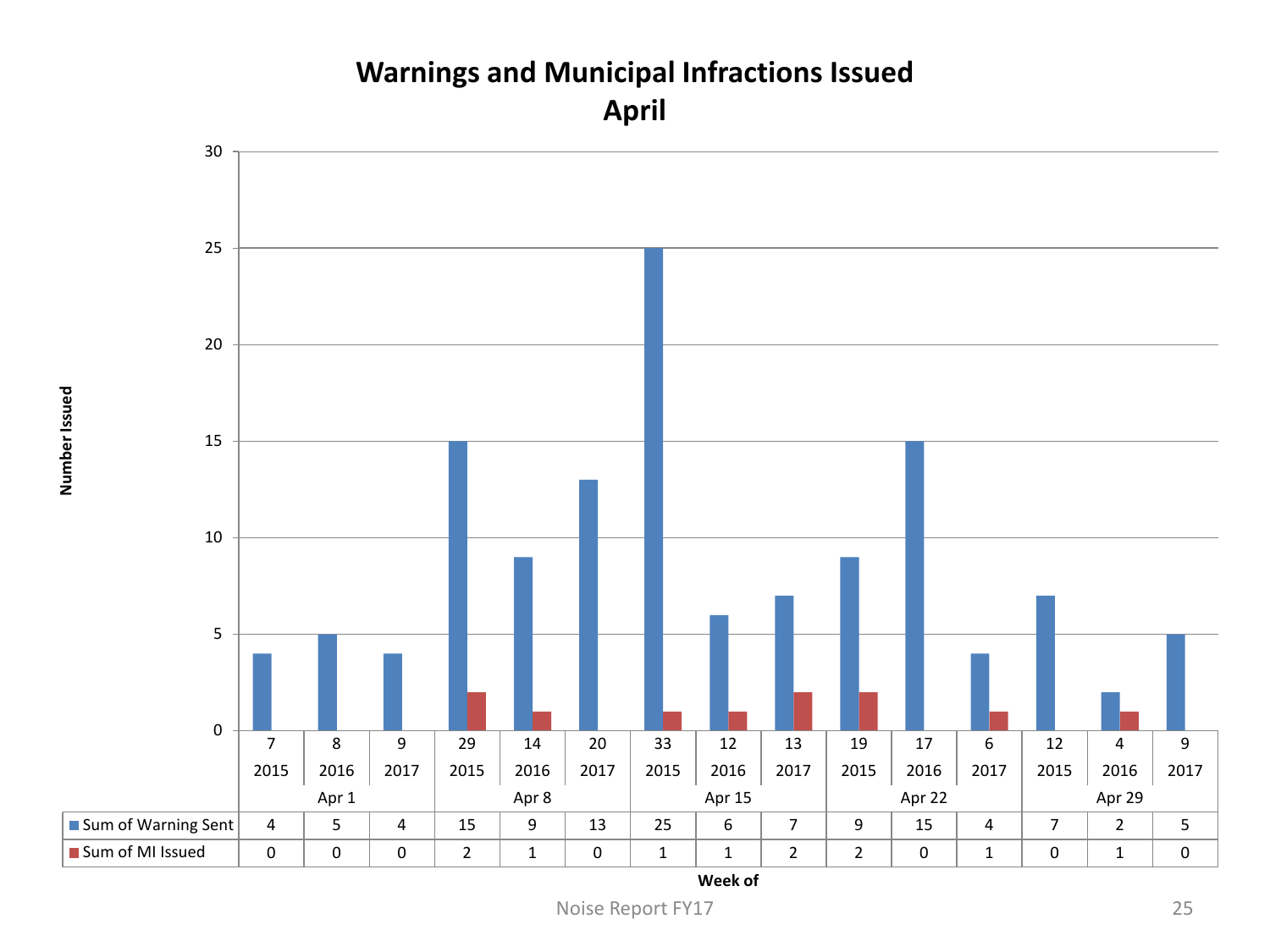# Warnings and Municipal Infractions Issued
## April

| Week of | Apr 1 | | | Apr 8 | | | Apr 15 | | | Apr 22 | | | Apr 29 | | |
|---|---|---|---|---|---|---|---|---|---|---|---|---|---|---|---|
| | 7 | 8 | 9 | 29 | 14 | 20 | 33 | 12 | 13 | 19 | 17 | 6 | 12 | 4 | 9 |
| | 2015 | 2016 | 2017 | 2015 | 2016 | 2017 | 2015 | 2016 | 2017 | 2015 | 2016 | 2017 | 2015 | 2016 | 2017 |
| Sum of Warning Sent | 4 | 5 | 4 | 15 | 9 | 13 | 25 | 6 | 7 | 9 | 15 | 4 | 7 | 2 | 5 |
| Sum of MI Issued | 0 | 0 | 0 | 2 | 1 | 0 | 1 | 1 | 2 | 2 | 0 | 1 | 0 | 1 | 0 |

Number Issued

Week of

Noise Report FY17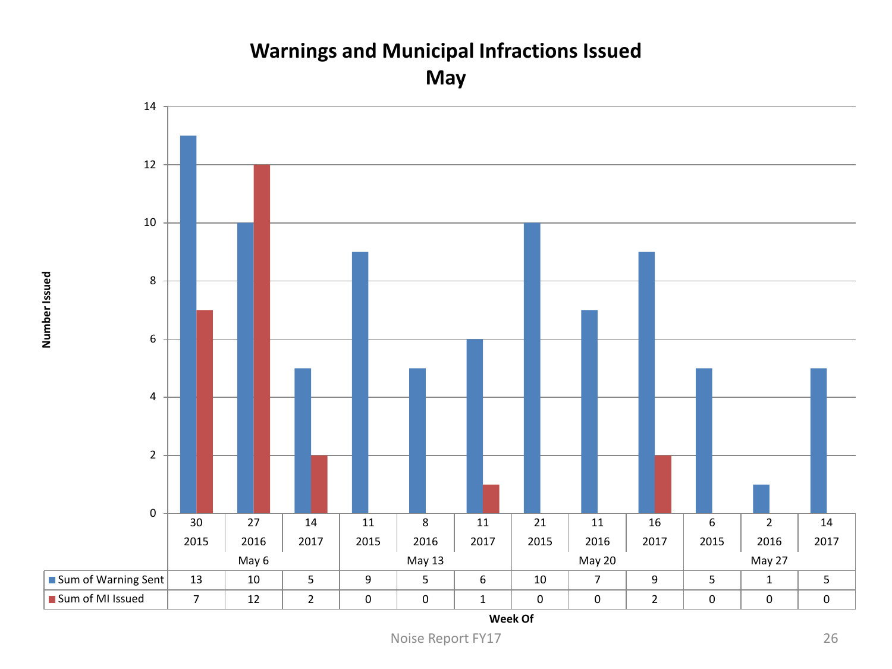# Warnings and Municipal Infractions Issued
## May

| Week Of | May 6 | | | May 13 | | | May 20 | | | May 27 | | |
|---|---|---|---|---|---|---|---|---|---|---|---|---|
| | 30 | 27 | 14 | 11 | 8 | 11 | 21 | 11 | 16 | 6 | 2 | 14 |
| | 2015 | 2016 | 2017 | 2015 | 2016 | 2017 | 2015 | 2016 | 2017 | 2015 | 2016 | 2017 |
| Sum of Warning Sent | 13 | 10 | 5 | 9 | 5 | 6 | 10 | 7 | 9 | 5 | 1 | 5 |
| Sum of MI Issued | 7 | 12 | 2 | 0 | 0 | 1 | 0 | 0 | 2 | 0 | 0 | 0 |

Number Issued

Week Of

Noise Report FY17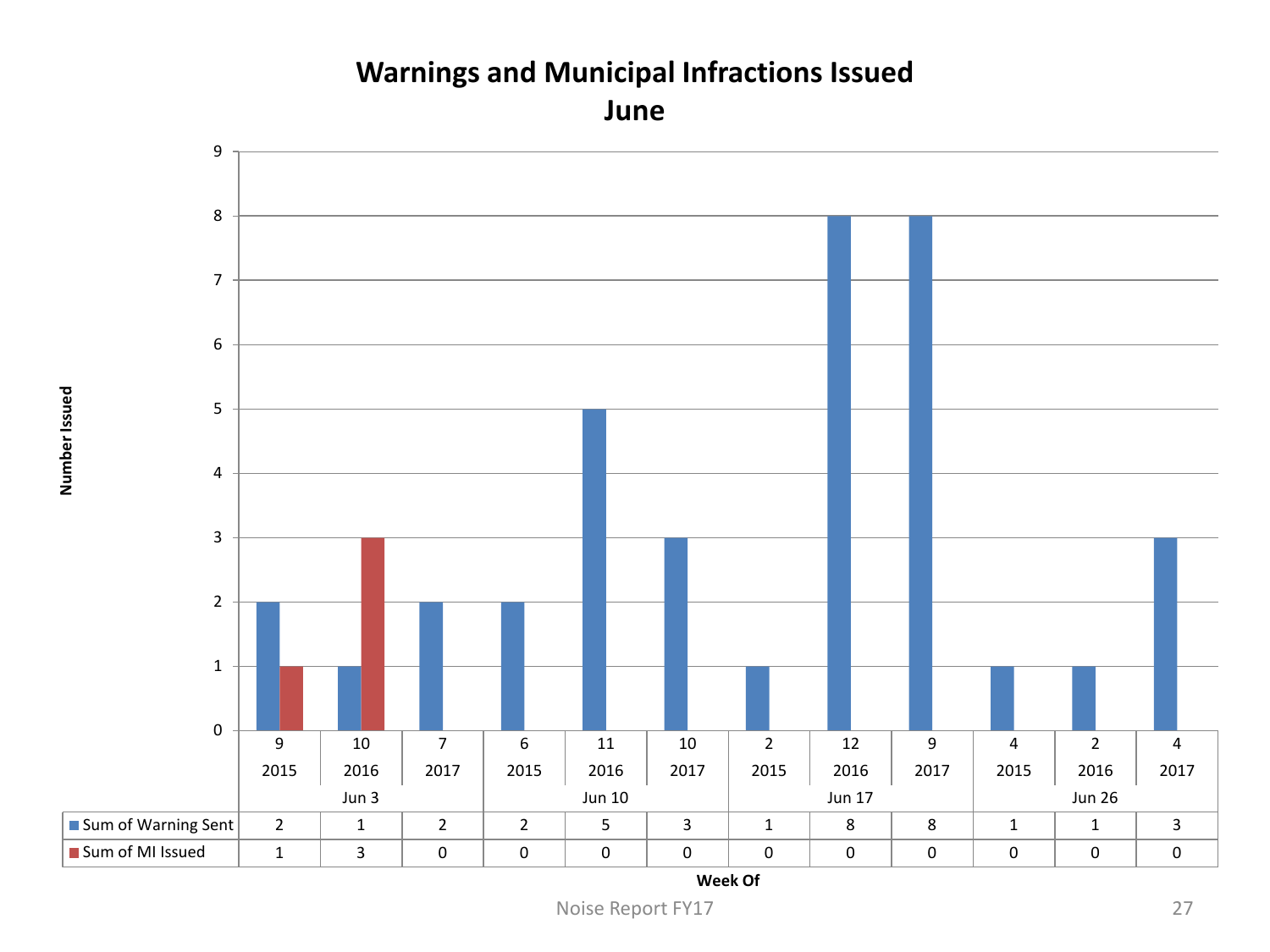# Warnings and Municipal Infractions Issued
## June

Number Issued

9
8
7
6
5
4
3
2
1
0

9 10 7 6 11 10 2 12 9 4 2 4

2015 2016 2017 2015 2016 2017 2015 2016 2017 2015 2016 2017

Jun 3 Jun 10 Jun 17 Jun 26

Sum of Warning Sent 2 1 2 2 5 3 1 8 8 1 1 3

Sum of MI Issued 1 3 0 0 0 0 0 0 0 0 0 0

Week Of